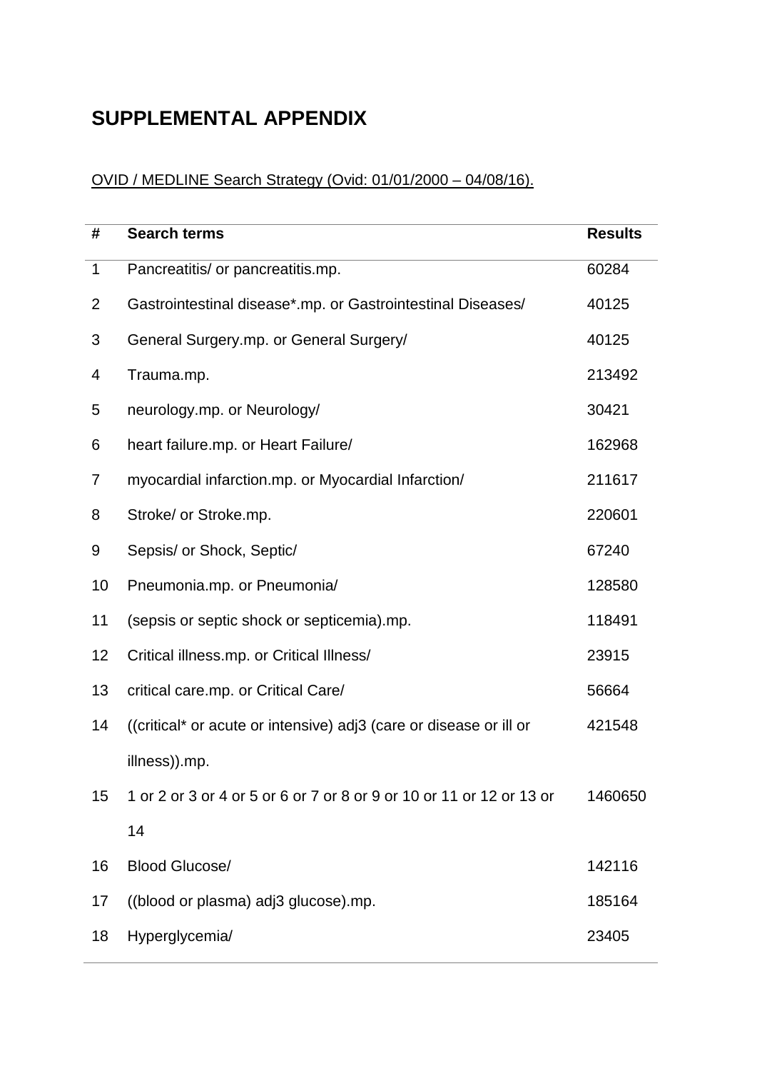# SUPPLEMENTAL APPENDIX

<u>OVID / MEDLINE Search Strategy (Ovid: 01/01/2000 – 04/08/16).</u>

| # | Search terms | Results |
|---|---|---|
| 1 | Pancreatitis/ or pancreatitis.mp. | 60284 |
| 2 | Gastrointestinal disease*.mp. or Gastrointestinal Diseases/ | 40125 |
| 3 | General Surgery.mp. or General Surgery/ | 40125 |
| 4 | Trauma.mp. | 213492 |
| 5 | neurology.mp. or Neurology/ | 30421 |
| 6 | heart failure.mp. or Heart Failure/ | 162968 |
| 7 | myocardial infarction.mp. or Myocardial Infarction/ | 211617 |
| 8 | Stroke/ or Stroke.mp. | 220601 |
| 9 | Sepsis/ or Shock, Septic/ | 67240 |
| 10 | Pneumonia.mp. or Pneumonia/ | 128580 |
| 11 | (sepsis or septic shock or septicemia).mp. | 118491 |
| 12 | Critical illness.mp. or Critical Illness/ | 23915 |
| 13 | critical care.mp. or Critical Care/ | 56664 |
| 14 | ((critical* or acute or intensive) adj3 (care or disease or ill or illness)).mp. | 421548 |
| 15 | 1 or 2 or 3 or 4 or 5 or 6 or 7 or 8 or 9 or 10 or 11 or 12 or 13 or 14 | 1460650 |
| 16 | Blood Glucose/ | 142116 |
| 17 | ((blood or plasma) adj3 glucose).mp. | 185164 |
| 18 | Hyperglycemia/ | 23405 |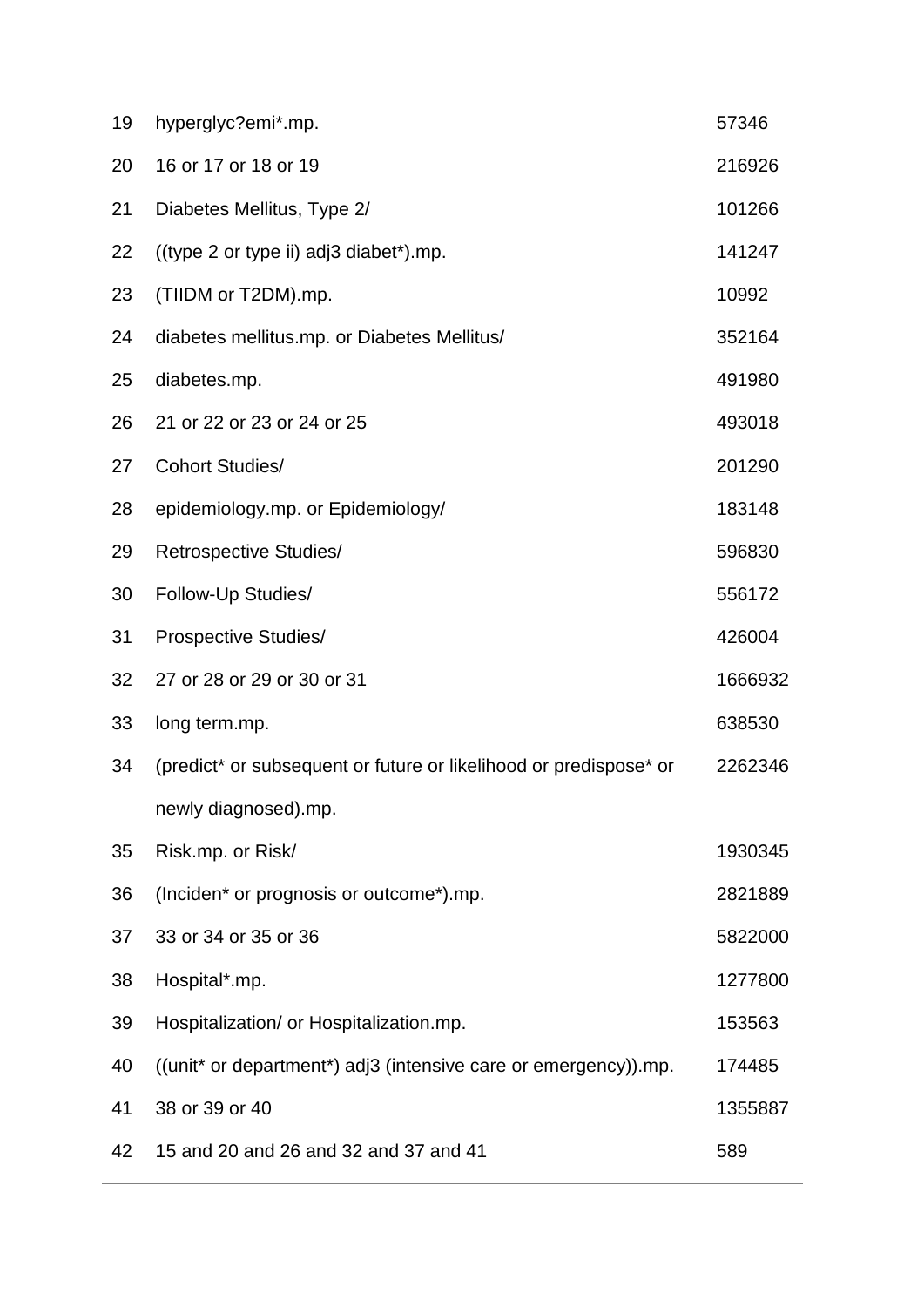| | | |
|---|---|---|
| 19 | hyperglyc?emi*.mp. | 57346 |
| 20 | 16 or 17 or 18 or 19 | 216926 |
| 21 | Diabetes Mellitus, Type 2/ | 101266 |
| 22 | ((type 2 or type ii) adj3 diabet*).mp. | 141247 |
| 23 | (TIIDM or T2DM).mp. | 10992 |
| 24 | diabetes mellitus.mp. or Diabetes Mellitus/ | 352164 |
| 25 | diabetes.mp. | 491980 |
| 26 | 21 or 22 or 23 or 24 or 25 | 493018 |
| 27 | Cohort Studies/ | 201290 |
| 28 | epidemiology.mp. or Epidemiology/ | 183148 |
| 29 | Retrospective Studies/ | 596830 |
| 30 | Follow-Up Studies/ | 556172 |
| 31 | Prospective Studies/ | 426004 |
| 32 | 27 or 28 or 29 or 30 or 31 | 1666932 |
| 33 | long term.mp. | 638530 |
| 34 | (predict* or subsequent or future or likelihood or predispose* or newly diagnosed).mp. | 2262346 |
| 35 | Risk.mp. or Risk/ | 1930345 |
| 36 | (Inciden* or prognosis or outcome*).mp. | 2821889 |
| 37 | 33 or 34 or 35 or 36 | 5822000 |
| 38 | Hospital*.mp. | 1277800 |
| 39 | Hospitalization/ or Hospitalization.mp. | 153563 |
| 40 | ((unit* or department*) adj3 (intensive care or emergency)).mp. | 174485 |
| 41 | 38 or 39 or 40 | 1355887 |
| 42 | 15 and 20 and 26 and 32 and 37 and 41 | 589 |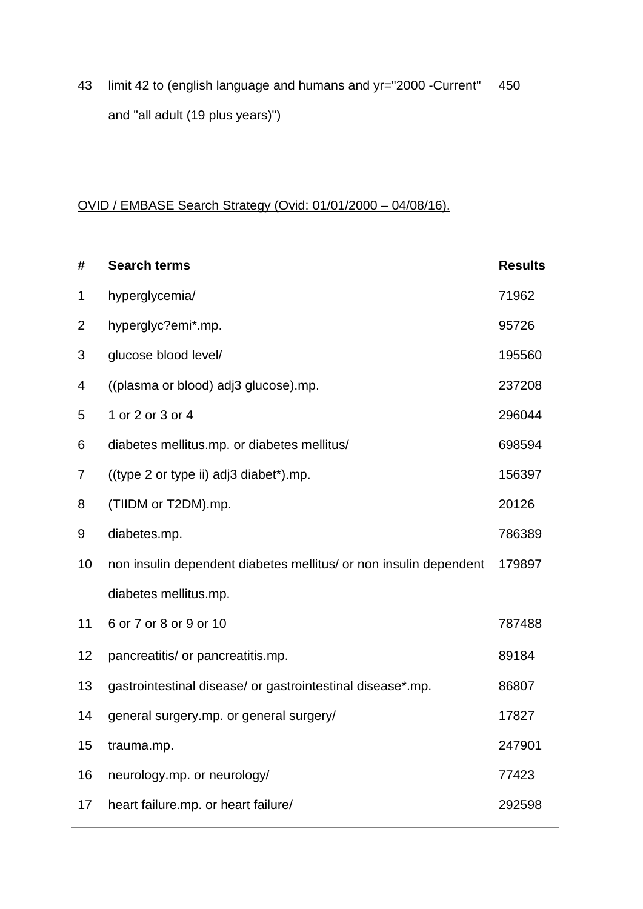| 43 | limit 42 to (english language and humans and yr="2000 -Current" and "all adult (19 plus years)") | 450 |
|---|---|---|

<u>OVID / EMBASE Search Strategy (Ovid: 01/01/2000 – 04/08/16).</u>

| # | Search terms | Results |
|---|---|---|
| 1 | hyperglycemia/ | 71962 |
| 2 | hyperglyc?emi*.mp. | 95726 |
| 3 | glucose blood level/ | 195560 |
| 4 | ((plasma or blood) adj3 glucose).mp. | 237208 |
| 5 | 1 or 2 or 3 or 4 | 296044 |
| 6 | diabetes mellitus.mp. or diabetes mellitus/ | 698594 |
| 7 | ((type 2 or type ii) adj3 diabet*).mp. | 156397 |
| 8 | (TIIDM or T2DM).mp. | 20126 |
| 9 | diabetes.mp. | 786389 |
| 10 | non insulin dependent diabetes mellitus/ or non insulin dependent diabetes mellitus.mp. | 179897 |
| 11 | 6 or 7 or 8 or 9 or 10 | 787488 |
| 12 | pancreatitis/ or pancreatitis.mp. | 89184 |
| 13 | gastrointestinal disease/ or gastrointestinal disease*.mp. | 86807 |
| 14 | general surgery.mp. or general surgery/ | 17827 |
| 15 | trauma.mp. | 247901 |
| 16 | neurology.mp. or neurology/ | 77423 |
| 17 | heart failure.mp. or heart failure/ | 292598 |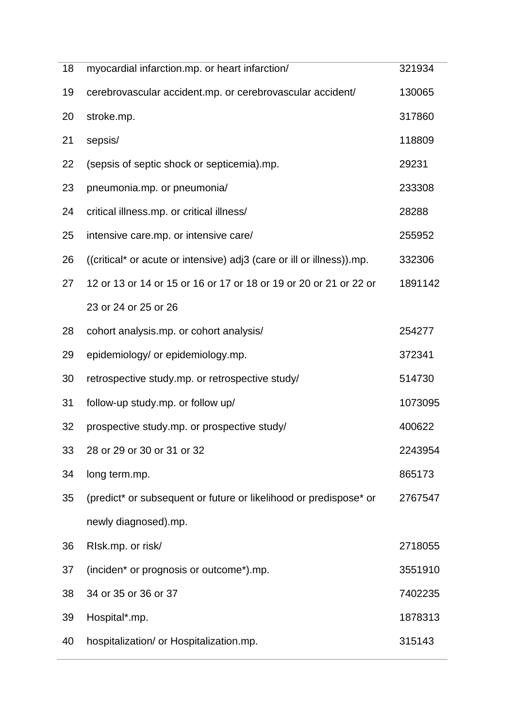| | | |
|---|---|---|
| 18 | myocardial infarction.mp. or heart infarction/ | 321934 |
| 19 | cerebrovascular accident.mp. or cerebrovascular accident/ | 130065 |
| 20 | stroke.mp. | 317860 |
| 21 | sepsis/ | 118809 |
| 22 | (sepsis of septic shock or septicemia).mp. | 29231 |
| 23 | pneumonia.mp. or pneumonia/ | 233308 |
| 24 | critical illness.mp. or critical illness/ | 28288 |
| 25 | intensive care.mp. or intensive care/ | 255952 |
| 26 | ((critical* or acute or intensive) adj3 (care or ill or illness)).mp. | 332306 |
| 27 | 12 or 13 or 14 or 15 or 16 or 17 or 18 or 19 or 20 or 21 or 22 or 23 or 24 or 25 or 26 | 1891142 |
| 28 | cohort analysis.mp. or cohort analysis/ | 254277 |
| 29 | epidemiology/ or epidemiology.mp. | 372341 |
| 30 | retrospective study.mp. or retrospective study/ | 514730 |
| 31 | follow-up study.mp. or follow up/ | 1073095 |
| 32 | prospective study.mp. or prospective study/ | 400622 |
| 33 | 28 or 29 or 30 or 31 or 32 | 2243954 |
| 34 | long term.mp. | 865173 |
| 35 | (predict* or subsequent or future or likelihood or predispose* or newly diagnosed).mp. | 2767547 |
| 36 | RIsk.mp. or risk/ | 2718055 |
| 37 | (inciden* or prognosis or outcome*).mp. | 3551910 |
| 38 | 34 or 35 or 36 or 37 | 7402235 |
| 39 | Hospital*.mp. | 1878313 |
| 40 | hospitalization/ or Hospitalization.mp. | 315143 |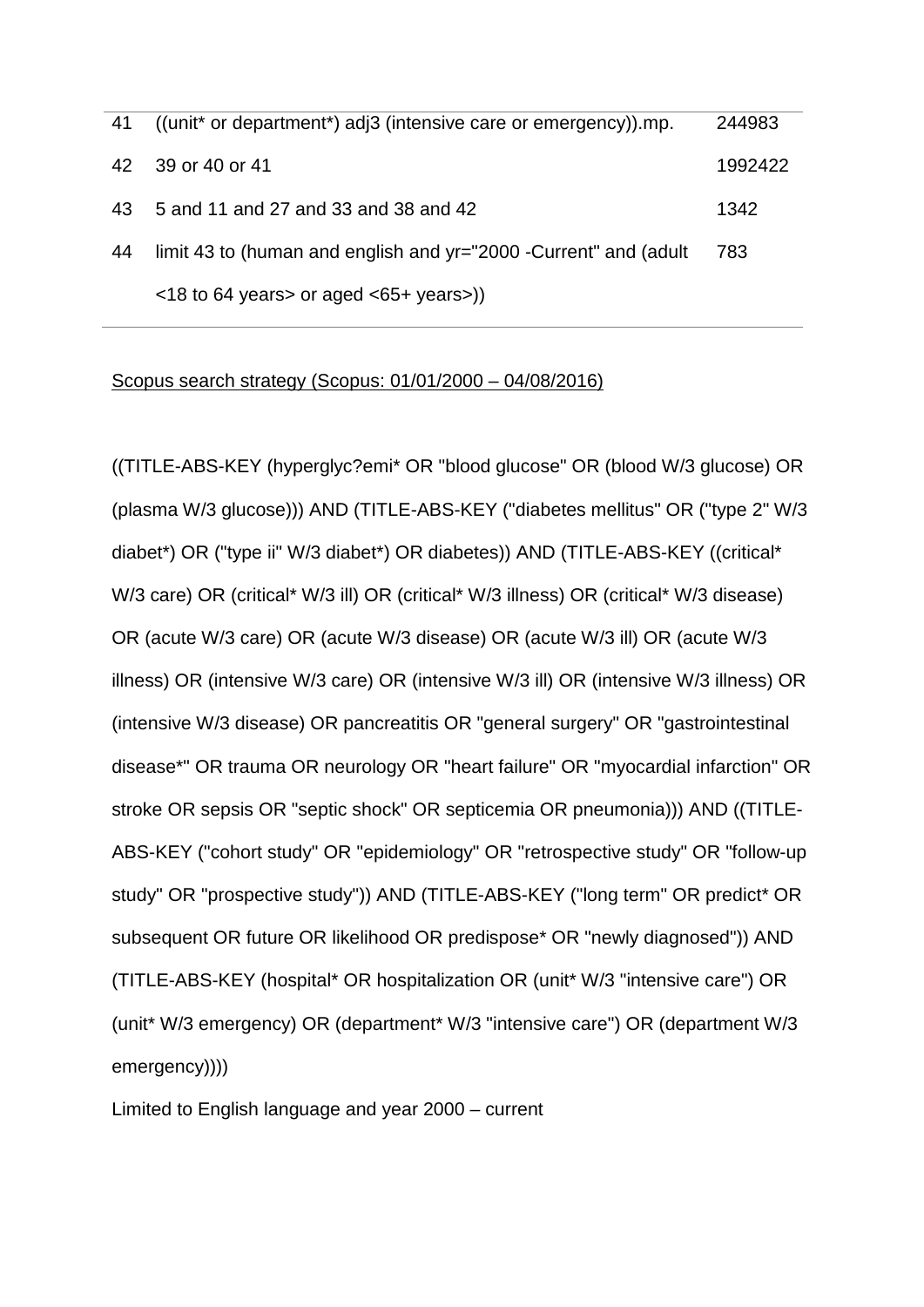| | | |
|---|---|---|
| 41 | ((unit* or department*) adj3 (intensive care or emergency)).mp. | 244983 |
| 42 | 39 or 40 or 41 | 1992422 |
| 43 | 5 and 11 and 27 and 33 and 38 and 42 | 1342 |
| 44 | limit 43 to (human and english and yr="2000 -Current" and (adult <18 to 64 years> or aged <65+ years>)) | 783 |

<u>Scopus search strategy (Scopus: 01/01/2000 – 04/08/2016)</u>

((TITLE-ABS-KEY (hyperglyc?emi* OR "blood glucose" OR (blood W/3 glucose) OR (plasma W/3 glucose))) AND (TITLE-ABS-KEY ("diabetes mellitus" OR ("type 2" W/3 diabet*) OR ("type ii" W/3 diabet*) OR diabetes)) AND (TITLE-ABS-KEY ((critical* W/3 care) OR (critical* W/3 ill) OR (critical* W/3 illness) OR (critical* W/3 disease) OR (acute W/3 care) OR (acute W/3 disease) OR (acute W/3 ill) OR (acute W/3 illness) OR (intensive W/3 care) OR (intensive W/3 ill) OR (intensive W/3 illness) OR (intensive W/3 disease) OR pancreatitis OR "general surgery" OR "gastrointestinal disease*" OR trauma OR neurology OR "heart failure" OR "myocardial infarction" OR stroke OR sepsis OR "septic shock" OR septicemia OR pneumonia))) AND ((TITLE-ABS-KEY ("cohort study" OR "epidemiology" OR "retrospective study" OR "follow-up study" OR "prospective study")) AND (TITLE-ABS-KEY ("long term" OR predict* OR subsequent OR future OR likelihood OR predispose* OR "newly diagnosed")) AND (TITLE-ABS-KEY (hospital* OR hospitalization OR (unit* W/3 "intensive care") OR (unit* W/3 emergency) OR (department* W/3 "intensive care") OR (department W/3 emergency))))

Limited to English language and year 2000 – current